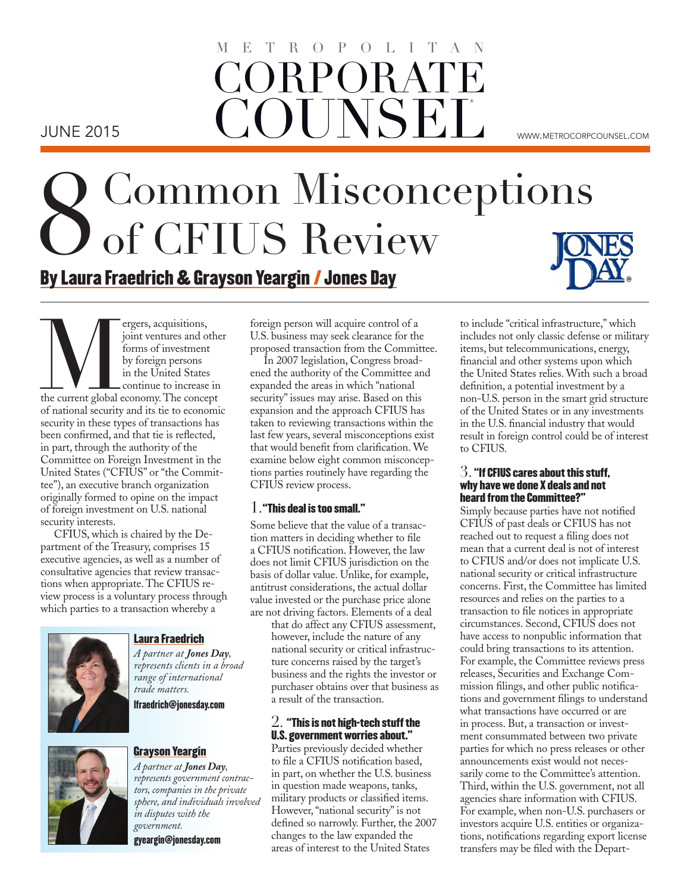# 8 Common Misconceptions of CFIUS Review

**By Laura Fraedrich & Grayson Yeargin / Jones Day**

Mergers, acquisitions, joint ventures and other forms of investment by foreign persons in the United States continue to increase in the current global economy. The concept of national security and its tie to economic security in these types of transactions has been confirmed, and that tie is reflected, in part, through the authority of the Committee on Foreign Investment in the United States ("CFIUS" or "the Committee"), an executive branch organization originally formed to opine on the impact of foreign investment on U.S. national security interests.

CFIUS, which is chaired by the Department of the Treasury, comprises 15 executive agencies, as well as a number of consultative agencies that review transactions when appropriate. The CFIUS review process is a voluntary process through which parties to a transaction whereby a foreign person will acquire control of a U.S. business may seek clearance for the proposed transaction from the Committee.

In 2007 legislation, Congress broadened the authority of the Committee and expanded the areas in which "national security" issues may arise. Based on this expansion and the approach CFIUS has taken to reviewing transactions within the last few years, several misconceptions exist that would benefit from clarification. We examine below eight common misconceptions parties routinely have regarding the CFIUS review process.

**Laura Fraedrich**

*A partner at* ***Jones Day****, represents clients in a broad range of international trade matters.*

lfraedrich@jonesday.com

**Grayson Yeargin**

*A partner at* ***Jones Day****, represents government contractors, companies in the private sphere, and individuals involved in disputes with the government.*

gyeargin@jonesday.com

### 1. "This deal is too small."

Some believe that the value of a transaction matters in deciding whether to file a CFIUS notification. However, the law does not limit CFIUS jurisdiction on the basis of dollar value. Unlike, for example, antitrust considerations, the actual dollar value invested or the purchase price alone are not driving factors. Elements of a deal that do affect any CFIUS assessment, however, include the nature of any national security or critical infrastructure concerns raised by the target's business and the rights the investor or purchaser obtains over that business as a result of the transaction.

### 2. "This is not high-tech stuff the U.S. government worries about."

Parties previously decided whether to file a CFIUS notification based, in part, on whether the U.S. business in question made weapons, tanks, military products or classified items. However, "national security" is not defined so narrowly. Further, the 2007 changes to the law expanded the areas of interest to the United States to include "critical infrastructure," which includes not only classic defense or military items, but telecommunications, energy, financial and other systems upon which the United States relies. With such a broad definition, a potential investment by a non-U.S. person in the smart grid structure of the United States or in any investments in the U.S. financial industry that would result in foreign control could be of interest to CFIUS.

### 3. "If CFIUS cares about this stuff, why have we done X deals and not heard from the Committee?"

Simply because parties have not notified CFIUS of past deals or CFIUS has not reached out to request a filing does not mean that a current deal is not of interest to CFIUS and/or does not implicate U.S. national security or critical infrastructure concerns. First, the Committee has limited resources and relies on the parties to a transaction to file notices in appropriate circumstances. Second, CFIUS does not have access to nonpublic information that could bring transactions to its attention. For example, the Committee reviews press releases, Securities and Exchange Commission filings, and other public notifications and government filings to understand what transactions have occurred or are in process. But, a transaction or investment consummated between two private parties for which no press releases or other announcements exist would not necessarily come to the Committee's attention. Third, within the U.S. government, not all agencies share information with CFIUS. For example, when non-U.S. purchasers or investors acquire U.S. entities or organizations, notifications regarding export license transfers may be filed with the Depart-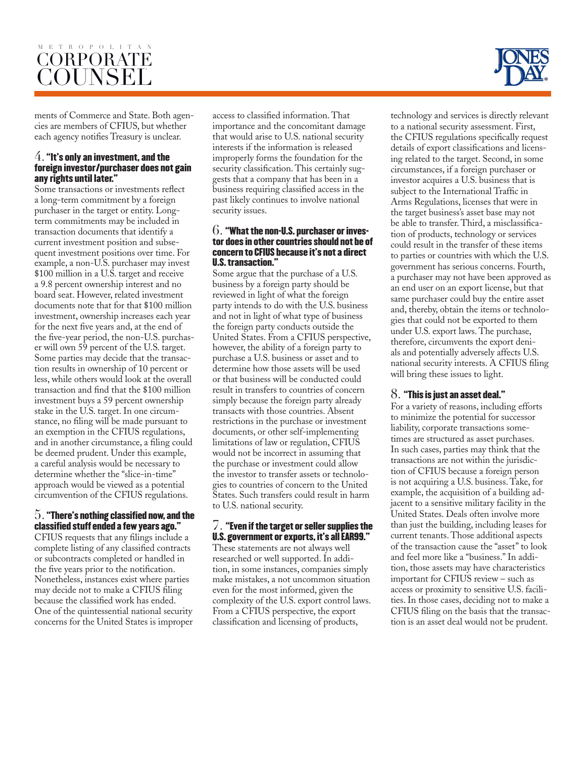ments of Commerce and State. Both agencies are members of CFIUS, but whether each agency notifies Treasury is unclear.

### 4. "It's only an investment, and the foreign investor/purchaser does not gain any rights until later."

Some transactions or investments reflect a long-term commitment by a foreign purchaser in the target or entity. Long-term commitments may be included in transaction documents that identify a current investment position and subsequent investment positions over time. For example, a non-U.S. purchaser may invest $100 million in a U.S. target and receive a 9.8 percent ownership interest and no board seat. However, related investment documents note that for that $100 million investment, ownership increases each year for the next five years and, at the end of the five-year period, the non-U.S. purchaser will own 59 percent of the U.S. target. Some parties may decide that the transaction results in ownership of 10 percent or less, while others would look at the overall transaction and find that the $100 million investment buys a 59 percent ownership stake in the U.S. target. In one circumstance, no filing will be made pursuant to an exemption in the CFIUS regulations, and in another circumstance, a filing could be deemed prudent. Under this example, a careful analysis would be necessary to determine whether the "slice-in-time" approach would be viewed as a potential circumvention of the CFIUS regulations.

### 5. "There's nothing classified now, and the classified stuff ended a few years ago."

CFIUS requests that any filings include a complete listing of any classified contracts or subcontracts completed or handled in the five years prior to the notification. Nonetheless, instances exist where parties may decide not to make a CFIUS filing because the classified work has ended. One of the quintessential national security concerns for the United States is improper access to classified information. That importance and the concomitant damage that would arise to U.S. national security interests if the information is released improperly forms the foundation for the security classification. This certainly suggests that a company that has been in a business requiring classified access in the past likely continues to involve national security issues.

### 6. "What the non-U.S. purchaser or investor does in other countries should not be of concern to CFIUS because it's not a direct U.S. transaction."

Some argue that the purchase of a U.S. business by a foreign party should be reviewed in light of what the foreign party intends to do with the U.S. business and not in light of what type of business the foreign party conducts outside the United States. From a CFIUS perspective, however, the ability of a foreign party to purchase a U.S. business or asset and to determine how those assets will be used or that business will be conducted could result in transfers to countries of concern simply because the foreign party already transacts with those countries. Absent restrictions in the purchase or investment documents, or other self-implementing limitations of law or regulation, CFIUS would not be incorrect in assuming that the purchase or investment could allow the investor to transfer assets or technologies to countries of concern to the United States. Such transfers could result in harm to U.S. national security.

### 7. "Even if the target or seller supplies the U.S. government or exports, it's all EAR99."

These statements are not always well researched or well supported. In addition, in some instances, companies simply make mistakes, a not uncommon situation even for the most informed, given the complexity of the U.S. export control laws. From a CFIUS perspective, the export classification and licensing of products, technology and services is directly relevant to a national security assessment. First, the CFIUS regulations specifically request details of export classifications and licensing related to the target. Second, in some circumstances, if a foreign purchaser or investor acquires a U.S. business that is subject to the International Traffic in Arms Regulations, licenses that were in the target business's asset base may not be able to transfer. Third, a misclassification of products, technology or services could result in the transfer of these items to parties or countries with which the U.S. government has serious concerns. Fourth, a purchaser may not have been approved as an end user on an export license, but that same purchaser could buy the entire asset and, thereby, obtain the items or technologies that could not be exported to them under U.S. export laws. The purchase, therefore, circumvents the export denials and potentially adversely affects U.S. national security interests. A CFIUS filing will bring these issues to light.

### 8. "This is just an asset deal."

For a variety of reasons, including efforts to minimize the potential for successor liability, corporate transactions sometimes are structured as asset purchases. In such cases, parties may think that the transactions are not within the jurisdiction of CFIUS because a foreign person is not acquiring a U.S. business. Take, for example, the acquisition of a building adjacent to a sensitive military facility in the United States. Deals often involve more than just the building, including leases for current tenants. Those additional aspects of the transaction cause the "asset" to look and feel more like a "business." In addition, those assets may have characteristics important for CFIUS review – such as access or proximity to sensitive U.S. facilities. In those cases, deciding not to make a CFIUS filing on the basis that the transaction is an asset deal would not be prudent.